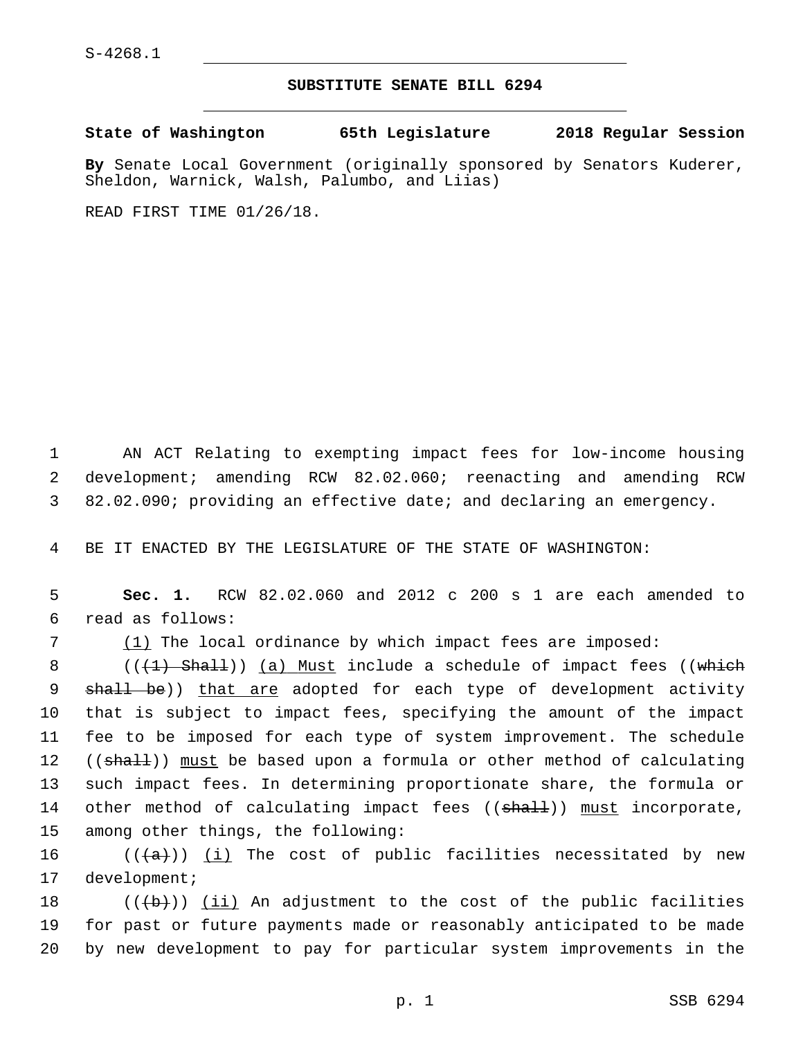S-4268.1

**SUBSTITUTE SENATE BILL 6294**

**State of Washington 65th Legislature 2018 Regular Session**

**By** Senate Local Government (originally sponsored by Senators Kuderer, Sheldon, Warnick, Walsh, Palumbo, and Liias)

READ FIRST TIME 01/26/18.

AN ACT Relating to exempting impact fees for low-income housing development; amending RCW 82.02.060; reenacting and amending RCW 82.02.090; providing an effective date; and declaring an emergency.

BE IT ENACTED BY THE LEGISLATURE OF THE STATE OF WASHINGTON:

**Sec. 1.** RCW 82.02.060 and 2012 c 200 s 1 are each amended to read as follows:

(1) The local ordinance by which impact fees are imposed:

((~~(1) Shall~~)) (a) Must include a schedule of impact fees ((~~which shall be~~)) that are adopted for each type of development activity that is subject to impact fees, specifying the amount of the impact fee to be imposed for each type of system improvement. The schedule ((~~shall~~)) must be based upon a formula or other method of calculating such impact fees. In determining proportionate share, the formula or other method of calculating impact fees ((~~shall~~)) must incorporate, among other things, the following:

((~~(a)~~)) (i) The cost of public facilities necessitated by new development;

((~~(b)~~)) (ii) An adjustment to the cost of the public facilities for past or future payments made or reasonably anticipated to be made by new development to pay for particular system improvements in the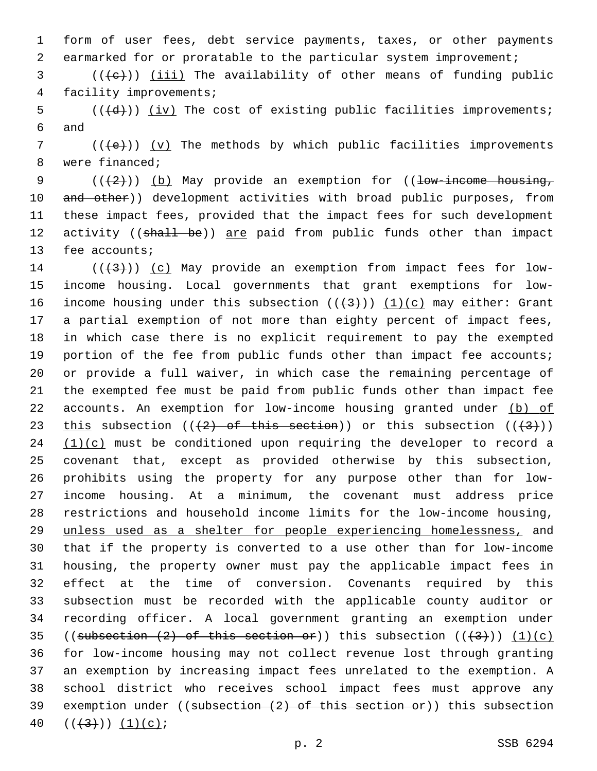form of user fees, debt service payments, taxes, or other payments earmarked for or proratable to the particular system improvement;

((~~(c)~~)) <u>(iii)</u> The availability of other means of funding public facility improvements;

((~~(d)~~)) <u>(iv)</u> The cost of existing public facilities improvements; and

((~~(e)~~)) <u>(v)</u> The methods by which public facilities improvements were financed;

((~~(2)~~)) <u>(b)</u> May provide an exemption for ((~~low-income housing, and other~~)) development activities with broad public purposes, from these impact fees, provided that the impact fees for such development activity ((~~shall be~~)) <u>are</u> paid from public funds other than impact fee accounts;

((~~(3)~~)) <u>(c)</u> May provide an exemption from impact fees for low-income housing. Local governments that grant exemptions for low-income housing under this subsection ((~~(3)~~)) <u>(1)(c)</u> may either: Grant a partial exemption of not more than eighty percent of impact fees, in which case there is no explicit requirement to pay the exempted portion of the fee from public funds other than impact fee accounts; or provide a full waiver, in which case the remaining percentage of the exempted fee must be paid from public funds other than impact fee accounts. An exemption for low-income housing granted under <u>(b) of this</u> subsection ((~~(2) of this section~~)) or this subsection ((~~(3)~~)) <u>(1)(c)</u> must be conditioned upon requiring the developer to record a covenant that, except as provided otherwise by this subsection, prohibits using the property for any purpose other than for low-income housing. At a minimum, the covenant must address price restrictions and household income limits for the low-income housing, <u>unless used as a shelter for people experiencing homelessness,</u> and that if the property is converted to a use other than for low-income housing, the property owner must pay the applicable impact fees in effect at the time of conversion. Covenants required by this subsection must be recorded with the applicable county auditor or recording officer. A local government granting an exemption under ((~~subsection (2) of this section or~~)) this subsection ((~~(3)~~)) <u>(1)(c)</u> for low-income housing may not collect revenue lost through granting an exemption by increasing impact fees unrelated to the exemption. A school district who receives school impact fees must approve any exemption under ((~~subsection (2) of this section or~~)) this subsection ((~~(3)~~)) <u>(1)(c)</u>;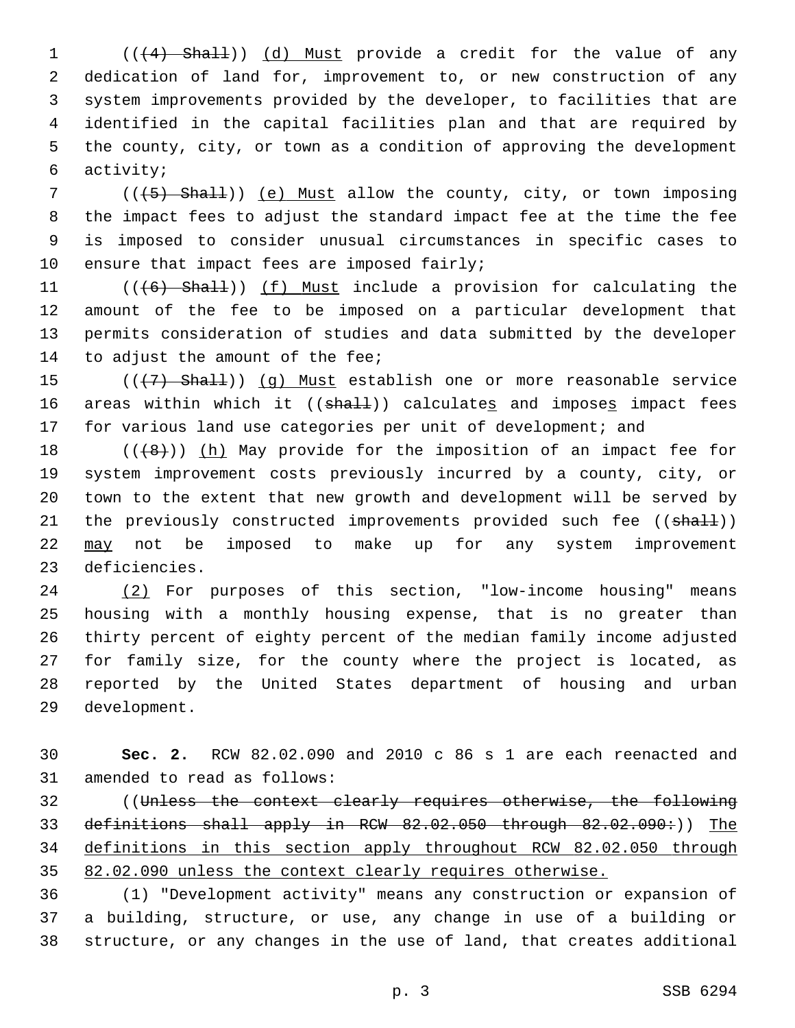(((4) Shall)) (d) Must provide a credit for the value of any dedication of land for, improvement to, or new construction of any system improvements provided by the developer, to facilities that are identified in the capital facilities plan and that are required by the county, city, or town as a condition of approving the development activity;

(((5) Shall)) (e) Must allow the county, city, or town imposing the impact fees to adjust the standard impact fee at the time the fee is imposed to consider unusual circumstances in specific cases to ensure that impact fees are imposed fairly;

(((6) Shall)) (f) Must include a provision for calculating the amount of the fee to be imposed on a particular development that permits consideration of studies and data submitted by the developer to adjust the amount of the fee;

(((7) Shall)) (g) Must establish one or more reasonable service areas within which it ((shall)) calculates and imposes impact fees for various land use categories per unit of development; and

(((8))) (h) May provide for the imposition of an impact fee for system improvement costs previously incurred by a county, city, or town to the extent that new growth and development will be served by the previously constructed improvements provided such fee ((shall)) may not be imposed to make up for any system improvement deficiencies.

(2) For purposes of this section, "low-income housing" means housing with a monthly housing expense, that is no greater than thirty percent of eighty percent of the median family income adjusted for family size, for the county where the project is located, as reported by the United States department of housing and urban development.

**Sec. 2.** RCW 82.02.090 and 2010 c 86 s 1 are each reenacted and amended to read as follows:

((Unless the context clearly requires otherwise, the following definitions shall apply in RCW 82.02.050 through 82.02.090:)) The definitions in this section apply throughout RCW 82.02.050 through 82.02.090 unless the context clearly requires otherwise.

(1) "Development activity" means any construction or expansion of a building, structure, or use, any change in use of a building or structure, or any changes in the use of land, that creates additional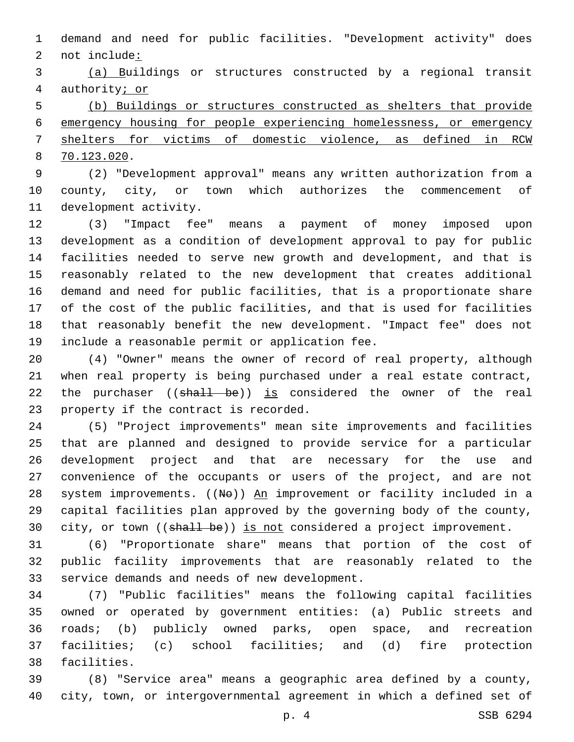demand and need for public facilities. "Development activity" does not include:

(a) Buildings or structures constructed by a regional transit authority; or

(b) Buildings or structures constructed as shelters that provide emergency housing for people experiencing homelessness, or emergency shelters for victims of domestic violence, as defined in RCW 70.123.020.

(2) "Development approval" means any written authorization from a county, city, or town which authorizes the commencement of development activity.

(3) "Impact fee" means a payment of money imposed upon development as a condition of development approval to pay for public facilities needed to serve new growth and development, and that is reasonably related to the new development that creates additional demand and need for public facilities, that is a proportionate share of the cost of the public facilities, and that is used for facilities that reasonably benefit the new development. "Impact fee" does not include a reasonable permit or application fee.

(4) "Owner" means the owner of record of real property, although when real property is being purchased under a real estate contract, the purchaser ((~~shall be~~)) is considered the owner of the real property if the contract is recorded.

(5) "Project improvements" mean site improvements and facilities that are planned and designed to provide service for a particular development project and that are necessary for the use and convenience of the occupants or users of the project, and are not system improvements. ((~~No~~)) An improvement or facility included in a capital facilities plan approved by the governing body of the county, city, or town ((~~shall be~~)) is not considered a project improvement.

(6) "Proportionate share" means that portion of the cost of public facility improvements that are reasonably related to the service demands and needs of new development.

(7) "Public facilities" means the following capital facilities owned or operated by government entities: (a) Public streets and roads; (b) publicly owned parks, open space, and recreation facilities; (c) school facilities; and (d) fire protection facilities.

(8) "Service area" means a geographic area defined by a county, city, town, or intergovernmental agreement in which a defined set of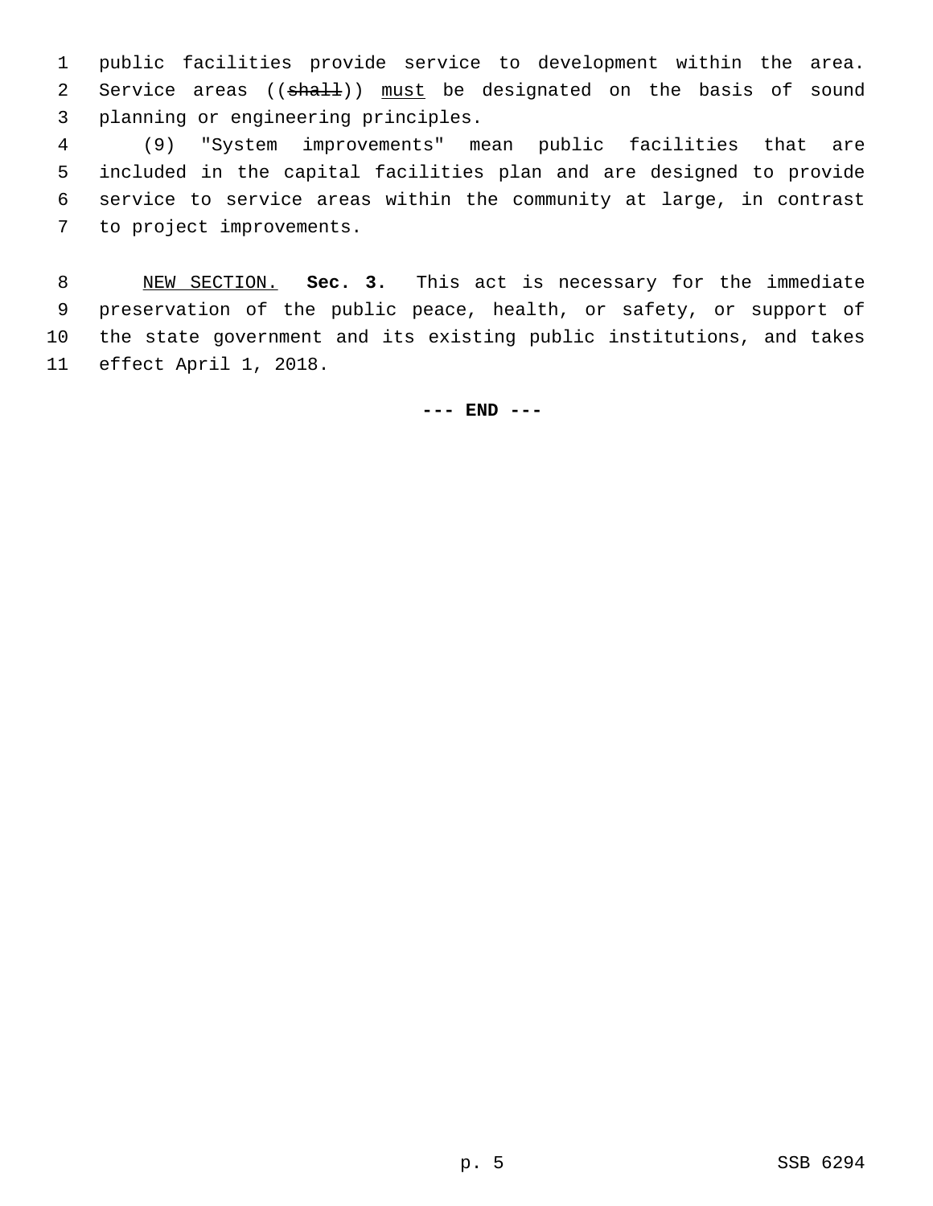public facilities provide service to development within the area. Service areas ((~~shall~~)) <u>must</u> be designated on the basis of sound planning or engineering principles.

(9) "System improvements" mean public facilities that are included in the capital facilities plan and are designed to provide service to service areas within the community at large, in contrast to project improvements.

<u>NEW SECTION.</u> **Sec. 3.** This act is necessary for the immediate preservation of the public peace, health, or safety, or support of the state government and its existing public institutions, and takes effect April 1, 2018.

**--- END ---**